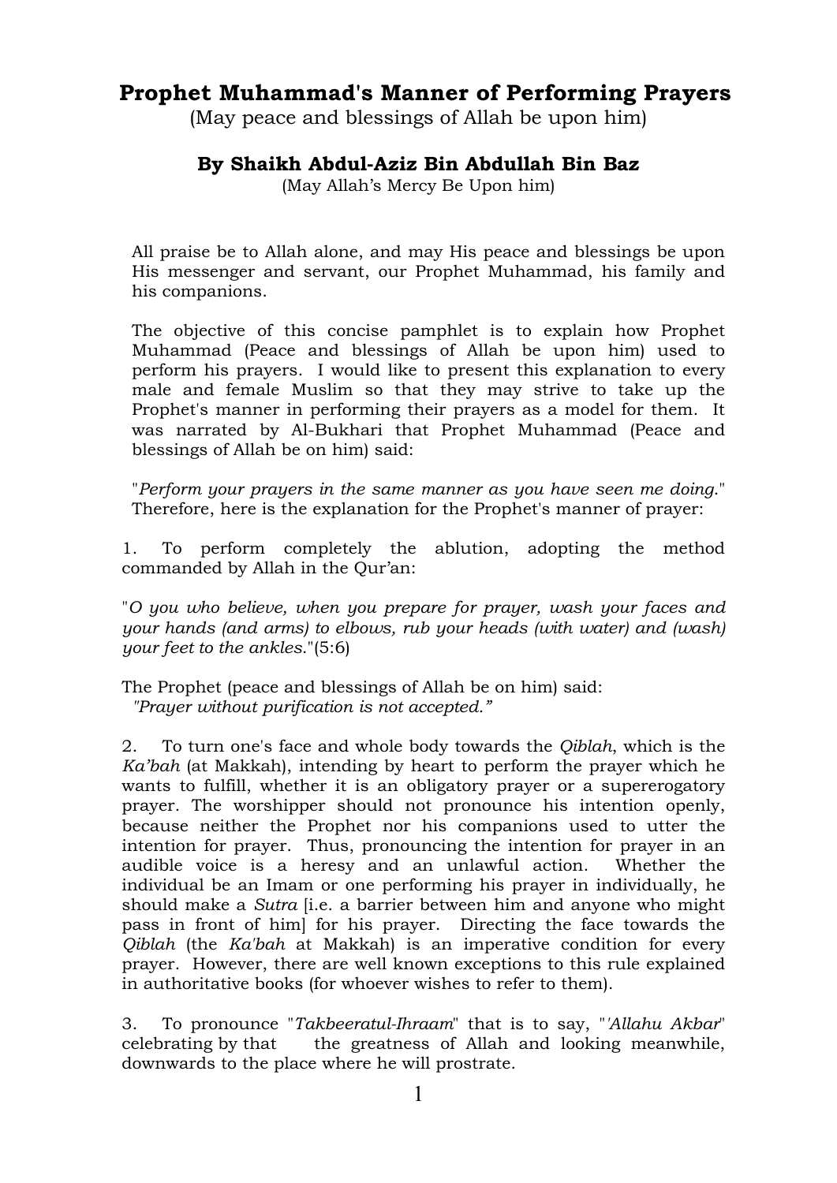# Prophet Muhammad's Manner of Performing Prayers

(May peace and blessings of Allah be upon him)

## By Shaikh Abdul-Aziz Bin Abdullah Bin Baz

(May Allah's Mercy Be Upon him)

All praise be to Allah alone, and may His peace and blessings be upon His messenger and servant, our Prophet Muhammad, his family and his companions.

The objective of this concise pamphlet is to explain how Prophet Muhammad (Peace and blessings of Allah be upon him) used to perform his prayers. I would like to present this explanation to every male and female Muslim so that they may strive to take up the Prophet's manner in performing their prayers as a model for them. It was narrated by Al-Bukhari that Prophet Muhammad (Peace and blessings of Allah be on him) said:

"*Perform your prayers in the same manner as you have seen me doing.*" Therefore, here is the explanation for the Prophet's manner of prayer:

1. To perform completely the ablution, adopting the method commanded by Allah in the Qur'an:

"*O you who believe, when you prepare for prayer, wash your faces and your hands (and arms) to elbows, rub your heads (with water) and (wash) your feet to the ankles.*"(5:6)

The Prophet (peace and blessings of Allah be on him) said:
*"Prayer without purification is not accepted."*

2. To turn one's face and whole body towards the *Qiblah*, which is the *Ka'bah* (at Makkah), intending by heart to perform the prayer which he wants to fulfill, whether it is an obligatory prayer or a supererogatory prayer. The worshipper should not pronounce his intention openly, because neither the Prophet nor his companions used to utter the intention for prayer. Thus, pronouncing the intention for prayer in an audible voice is a heresy and an unlawful action. Whether the individual be an Imam or one performing his prayer in individually, he should make a *Sutra* [i.e. a barrier between him and anyone who might pass in front of him] for his prayer. Directing the face towards the *Qiblah* (the *Ka'bah* at Makkah) is an imperative condition for every prayer. However, there are well known exceptions to this rule explained in authoritative books (for whoever wishes to refer to them).

3. To pronounce "*Takbeeratul-Ihraam*" that is to say, "*'Allahu Akbar*" celebrating by that the greatness of Allah and looking meanwhile, downwards to the place where he will prostrate.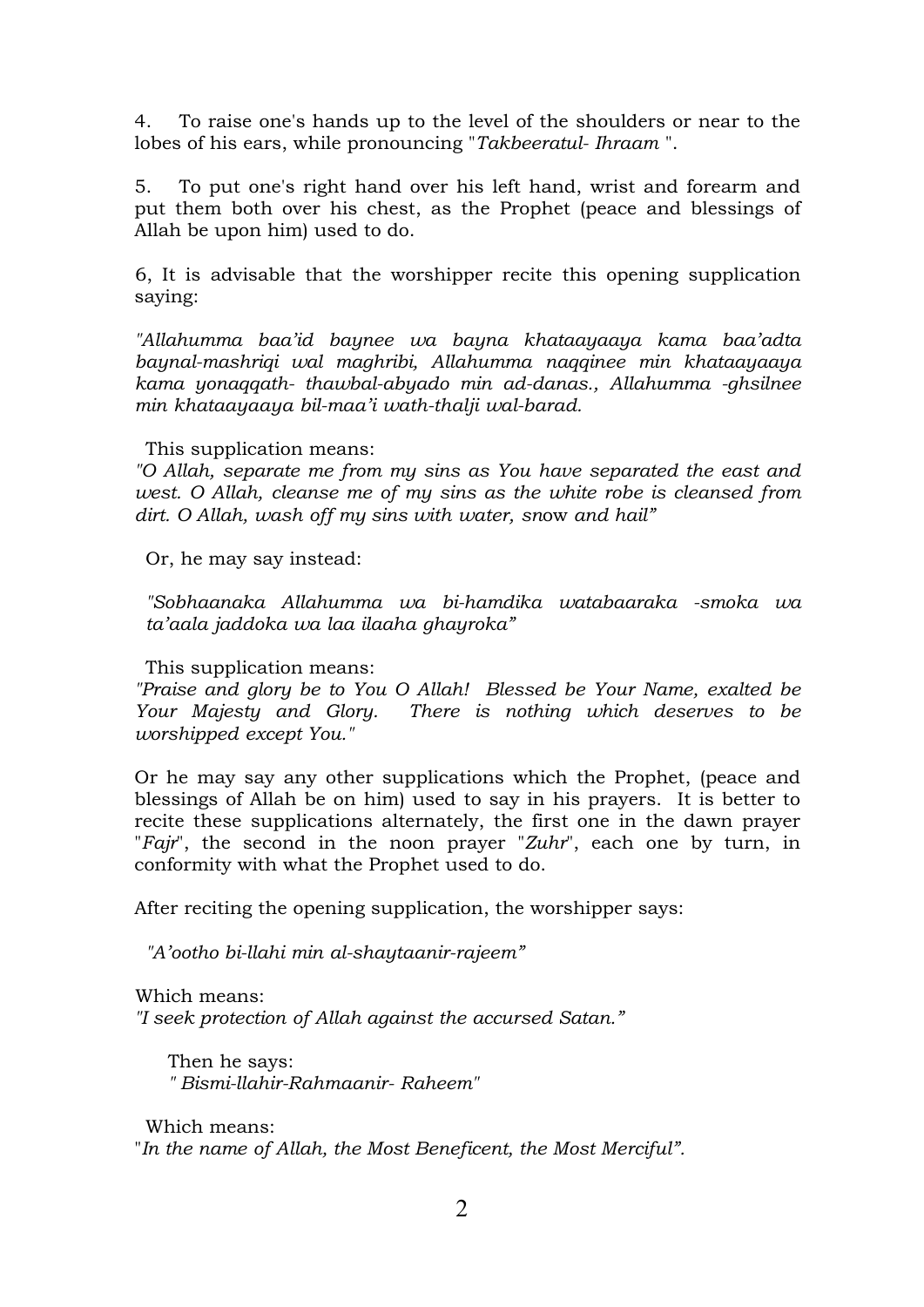4. To raise one's hands up to the level of the shoulders or near to the lobes of his ears, while pronouncing "*Takbeeratul- Ihraam* ".

5. To put one's right hand over his left hand, wrist and forearm and put them both over his chest, as the Prophet (peace and blessings of Allah be upon him) used to do.

6, It is advisable that the worshipper recite this opening supplication saying:

*"Allahumma baa'id baynee wa bayna khataayaaya kama baa'adta baynal-mashriqi wal maghribi, Allahumma naqqinee min khataayaaya kama yonaqqath- thawbal-abyado min ad-danas., Allahumma -ghsilnee min khataayaaya bil-maa'i wath-thalji wal-barad.*

This supplication means:
*"O Allah, separate me from my sins as You have separated the east and west. O Allah, cleanse me of my sins as the white robe is cleansed from dirt. O Allah, wash off my sins with water, snow and hail"*

Or, he may say instead:

*"Sobhaanaka Allahumma wa bi-hamdika watabaaraka -smoka wa ta'aala jaddoka wa laa ilaaha ghayroka"*

This supplication means:
*"Praise and glory be to You O Allah! Blessed be Your Name, exalted be Your Majesty and Glory. There is nothing which deserves to be worshipped except You."*

Or he may say any other supplications which the Prophet, (peace and blessings of Allah be on him) used to say in his prayers. It is better to recite these supplications alternately, the first one in the dawn prayer "*Fajr*", the second in the noon prayer "*Zuhr*", each one by turn, in conformity with what the Prophet used to do.

After reciting the opening supplication, the worshipper says:

*"A'ootho bi-llahi min al-shaytaanir-rajeem"*

Which means:
*"I seek protection of Allah against the accursed Satan."*

Then he says:
*" Bismi-llahir-Rahmaanir- Raheem"*

Which means:
"*In the name of Allah, the Most Beneficent, the Most Merciful".*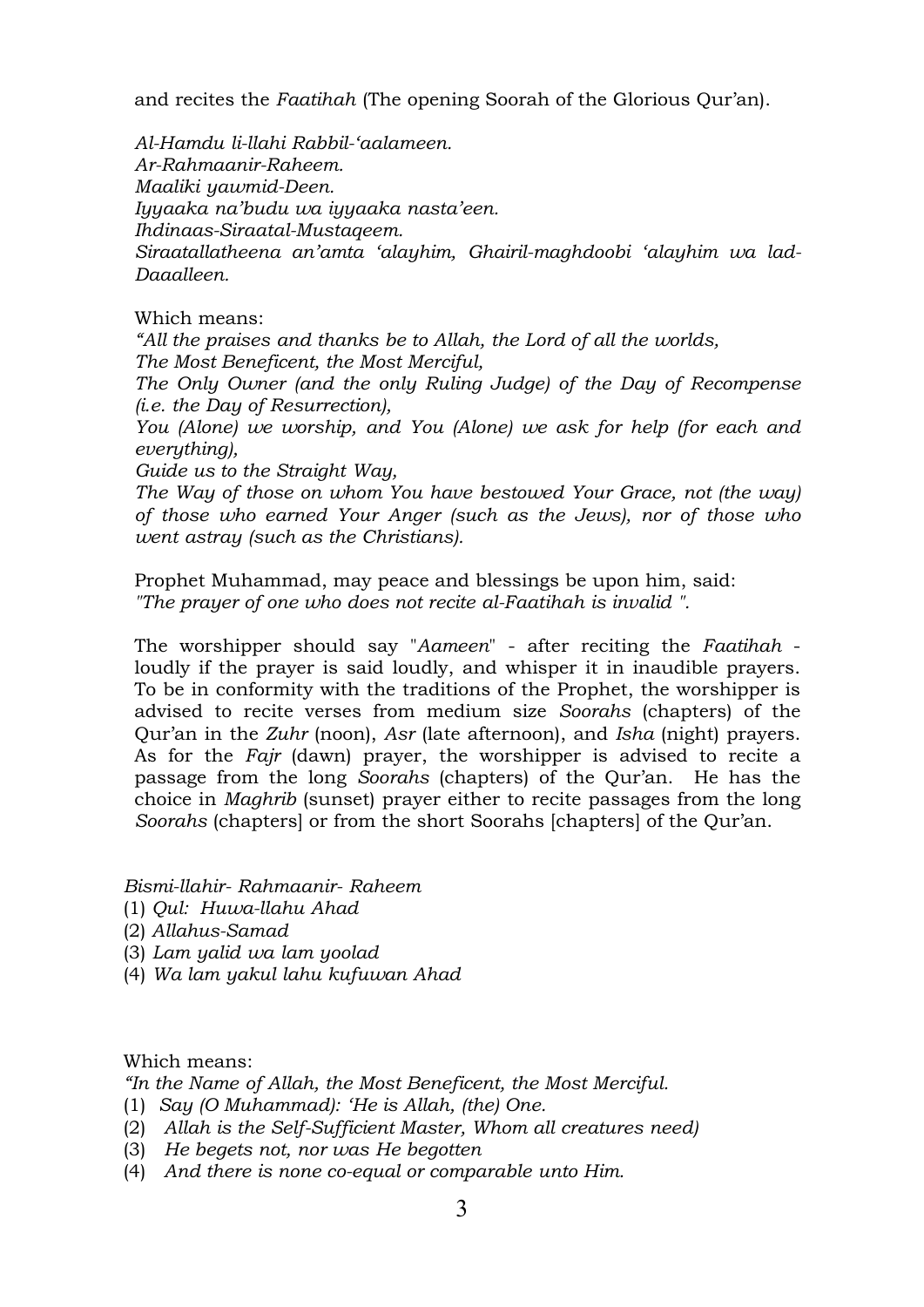and recites the *Faatihah* (The opening Soorah of the Glorious Qur'an).

*Al-Hamdu li-llahi Rabbil-'aalameen.*
*Ar-Rahmaanir-Raheem.*
*Maaliki yawmid-Deen.*
*Iyyaaka na'budu wa iyyaaka nasta'een.*
*Ihdinaas-Siraatal-Mustaqeem.*
*Siraatallatheena an'amta 'alayhim, Ghairil-maghdoobi 'alayhim wa lad-Daaalleen.*

Which means:
*"All the praises and thanks be to Allah, the Lord of all the worlds,*
*The Most Beneficent, the Most Merciful,*
*The Only Owner (and the only Ruling Judge) of the Day of Recompense (i.e. the Day of Resurrection),*
*You (Alone) we worship, and You (Alone) we ask for help (for each and everything),*
*Guide us to the Straight Way,*
*The Way of those on whom You have bestowed Your Grace, not (the way) of those who earned Your Anger (such as the Jews), nor of those who went astray (such as the Christians).*

Prophet Muhammad, may peace and blessings be upon him, said:
*"The prayer of one who does not recite al-Faatihah is invalid ".*

The worshipper should say "*Aameen*" - after reciting the *Faatihah* - loudly if the prayer is said loudly, and whisper it in inaudible prayers. To be in conformity with the traditions of the Prophet, the worshipper is advised to recite verses from medium size *Soorahs* (chapters) of the Qur'an in the *Zuhr* (noon), *Asr* (late afternoon), and *Isha* (night) prayers. As for the *Fajr* (dawn) prayer, the worshipper is advised to recite a passage from the long *Soorahs* (chapters) of the Qur'an. He has the choice in *Maghrib* (sunset) prayer either to recite passages from the long *Soorahs* (chapters] or from the short Soorahs [chapters] of the Qur'an.

*Bismi-llahir- Rahmaanir- Raheem*
(1) *Qul: Huwa-llahu Ahad*
(2) *Allahus-Samad*
(3) *Lam yalid wa lam yoolad*
(4) *Wa lam yakul lahu kufuwan Ahad*

Which means:
*"In the Name of Allah, the Most Beneficent, the Most Merciful.*
(1) *Say (O Muhammad): 'He is Allah, (the) One.*
(2) *Allah is the Self-Sufficient Master, Whom all creatures need)*
(3) *He begets not, nor was He begotten*
(4) *And there is none co-equal or comparable unto Him.*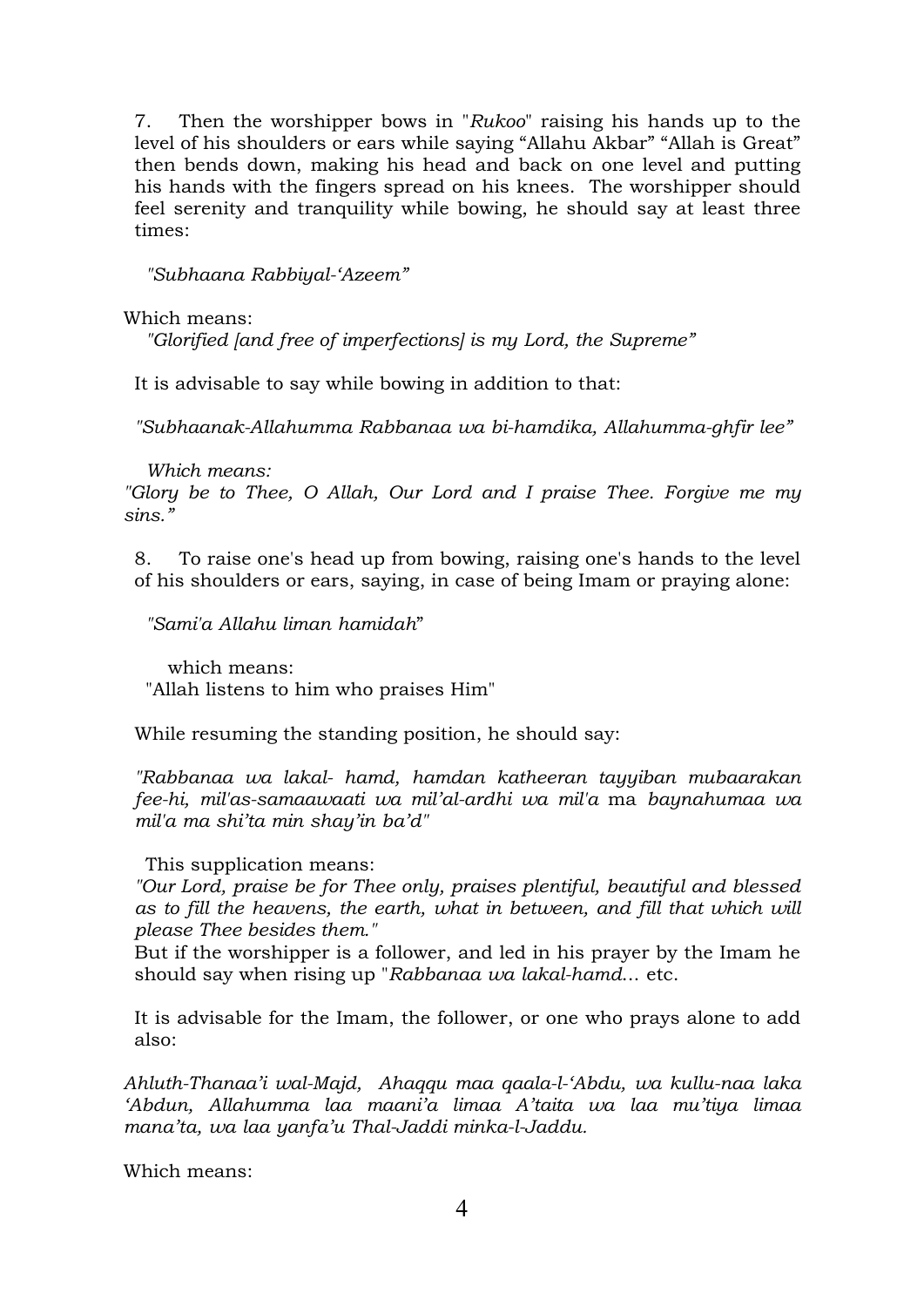7. Then the worshipper bows in "*Rukoo*" raising his hands up to the level of his shoulders or ears while saying "Allahu Akbar" "Allah is Great" then bends down, making his head and back on one level and putting his hands with the fingers spread on his knees. The worshipper should feel serenity and tranquility while bowing, he should say at least three times:

*"Subhaana Rabbiyal-'Azeem"*

Which means:

*"Glorified [and free of imperfections] is my Lord, the Supreme"*

It is advisable to say while bowing in addition to that:

*"Subhaanak-Allahumma Rabbanaa wa bi-hamdika, Allahumma-ghfir lee"*

*Which means:*

*"Glory be to Thee, O Allah, Our Lord and I praise Thee. Forgive me my sins."*

8. To raise one's head up from bowing, raising one's hands to the level of his shoulders or ears, saying, in case of being Imam or praying alone:

*"Sami'a Allahu liman hamidah"*

which means:

"Allah listens to him who praises Him"

While resuming the standing position, he should say:

*"Rabbanaa wa lakal- hamd, hamdan katheeran tayyiban mubaarakan fee-hi, mil'as-samaawaati wa mil'al-ardhi wa mil'a* ma *baynahumaa wa mil'a ma shi'ta min shay'in ba'd"*

This supplication means:

*"Our Lord, praise be for Thee only, praises plentiful, beautiful and blessed as to fill the heavens, the earth, what in between, and fill that which will please Thee besides them."*

But if the worshipper is a follower, and led in his prayer by the Imam he should say when rising up "*Rabbanaa wa lakal-hamd*... etc.

It is advisable for the Imam, the follower, or one who prays alone to add also:

*Ahluth-Thanaa'i wal-Majd, Ahaqqu maa qaala-l-'Abdu, wa kullu-naa laka 'Abdun, Allahumma laa maani'a limaa A'taita wa laa mu'tiya limaa mana'ta, wa laa yanfa'u Thal-Jaddi minka-l-Jaddu.*

Which means: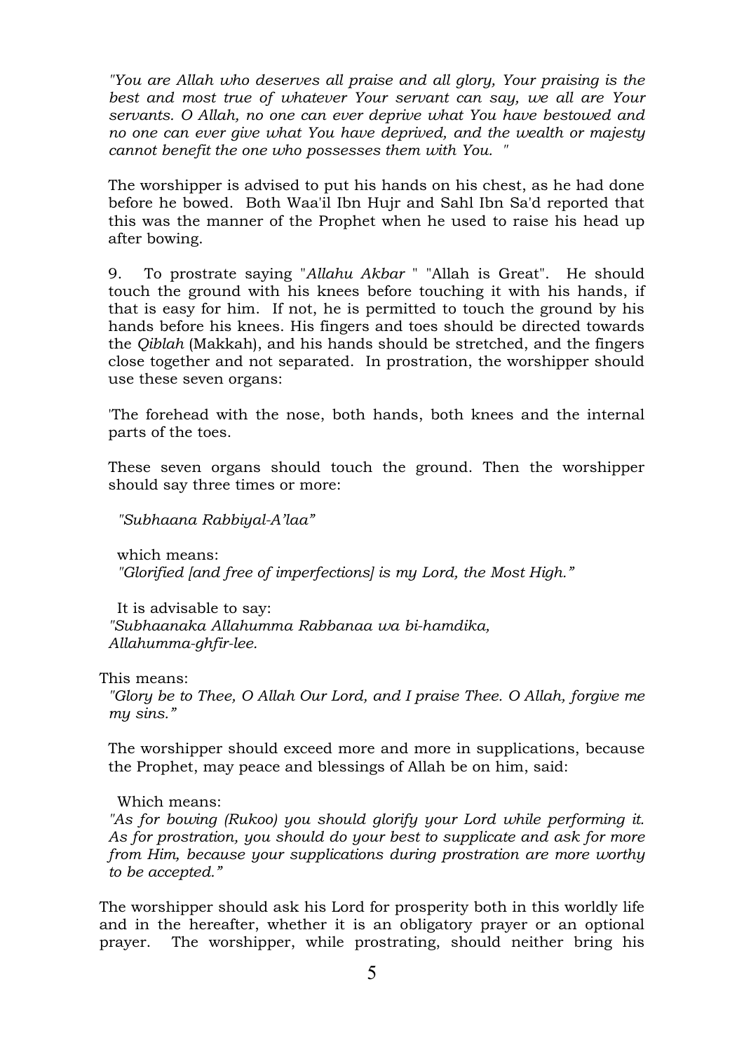*"You are Allah who deserves all praise and all glory, Your praising is the best and most true of whatever Your servant can say, we all are Your servants. O Allah, no one can ever deprive what You have bestowed and no one can ever give what You have deprived, and the wealth or majesty cannot benefit the one who possesses them with You. "*

The worshipper is advised to put his hands on his chest, as he had done before he bowed. Both Waa'il Ibn Hujr and Sahl Ibn Sa'd reported that this was the manner of the Prophet when he used to raise his head up after bowing.

9. To prostrate saying "*Allahu Akbar* " "Allah is Great". He should touch the ground with his knees before touching it with his hands, if that is easy for him. If not, he is permitted to touch the ground by his hands before his knees. His fingers and toes should be directed towards the *Qiblah* (Makkah), and his hands should be stretched, and the fingers close together and not separated. In prostration, the worshipper should use these seven organs:

'The forehead with the nose, both hands, both knees and the internal parts of the toes.

These seven organs should touch the ground. Then the worshipper should say three times or more:

*"Subhaana Rabbiyal-A'laa"*

which means:
*"Glorified [and free of imperfections] is my Lord, the Most High."*

It is advisable to say:
*"Subhaanaka Allahumma Rabbanaa wa bi-hamdika, Allahumma-ghfir-lee.*

This means:
*"Glory be to Thee, O Allah Our Lord, and I praise Thee. O Allah, forgive me my sins."*

The worshipper should exceed more and more in supplications, because the Prophet, may peace and blessings of Allah be on him, said:

Which means:
*"As for bowing (Rukoo) you should glorify your Lord while performing it. As for prostration, you should do your best to supplicate and ask for more from Him, because your supplications during prostration are more worthy to be accepted."*

The worshipper should ask his Lord for prosperity both in this worldly life and in the hereafter, whether it is an obligatory prayer or an optional prayer. The worshipper, while prostrating, should neither bring his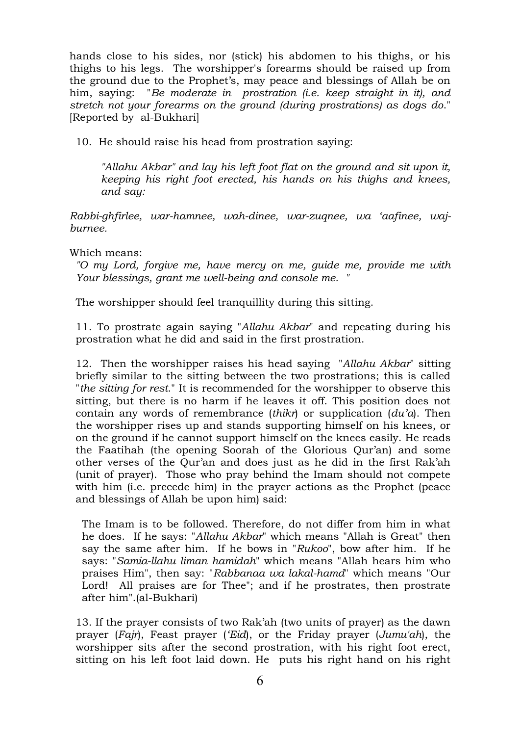hands close to his sides, nor (stick) his abdomen to his thighs, or his thighs to his legs. The worshipper's forearms should be raised up from the ground due to the Prophet's, may peace and blessings of Allah be on him, saying: "*Be moderate in prostration (i.e. keep straight in it), and stretch not your forearms on the ground (during prostrations) as dogs do.*" [Reported by al-Bukhari]

10. He should raise his head from prostration saying:

> *"Allahu Akbar" and lay his left foot flat on the ground and sit upon it, keeping his right foot erected, his hands on his thighs and knees, and say:*

*Rabbi-ghfirlee, war-hamnee, wah-dinee, war-zuqnee, wa 'aafinee, waj-burnee.*

Which means:

> *"O my Lord, forgive me, have mercy on me, guide me, provide me with Your blessings, grant me well-being and console me. "*

The worshipper should feel tranquillity during this sitting.

11. To prostrate again saying "*Allahu Akbar*" and repeating during his prostration what he did and said in the first prostration.

12. Then the worshipper raises his head saying "*Allahu Akbar*" sitting briefly similar to the sitting between the two prostrations; this is called "*the sitting for rest.*" It is recommended for the worshipper to observe this sitting, but there is no harm if he leaves it off. This position does not contain any words of remembrance (*thikr*) or supplication (*du'a*). Then the worshipper rises up and stands supporting himself on his knees, or on the ground if he cannot support himself on the knees easily. He reads the Faatihah (the opening Soorah of the Glorious Qur'an) and some other verses of the Qur'an and does just as he did in the first Rak'ah (unit of prayer). Those who pray behind the Imam should not compete with him (i.e. precede him) in the prayer actions as the Prophet (peace and blessings of Allah be upon him) said:

> The Imam is to be followed. Therefore, do not differ from him in what he does. If he says: "*Allahu Akbar*" which means "Allah is Great" then say the same after him. If he bows in "*Rukoo*", bow after him. If he says: "*Samia-llahu liman hamidah*" which means "Allah hears him who praises Him", then say: "*Rabbanaa wa lakal-hamd*" which means "Our Lord! All praises are for Thee"; and if he prostrates, then prostrate after him".(al-Bukhari)

13. If the prayer consists of two Rak'ah (two units of prayer) as the dawn prayer (*Fajr*), Feast prayer (*'Eid*), or the Friday prayer (*Jumu'ah*), the worshipper sits after the second prostration, with his right foot erect, sitting on his left foot laid down. He puts his right hand on his right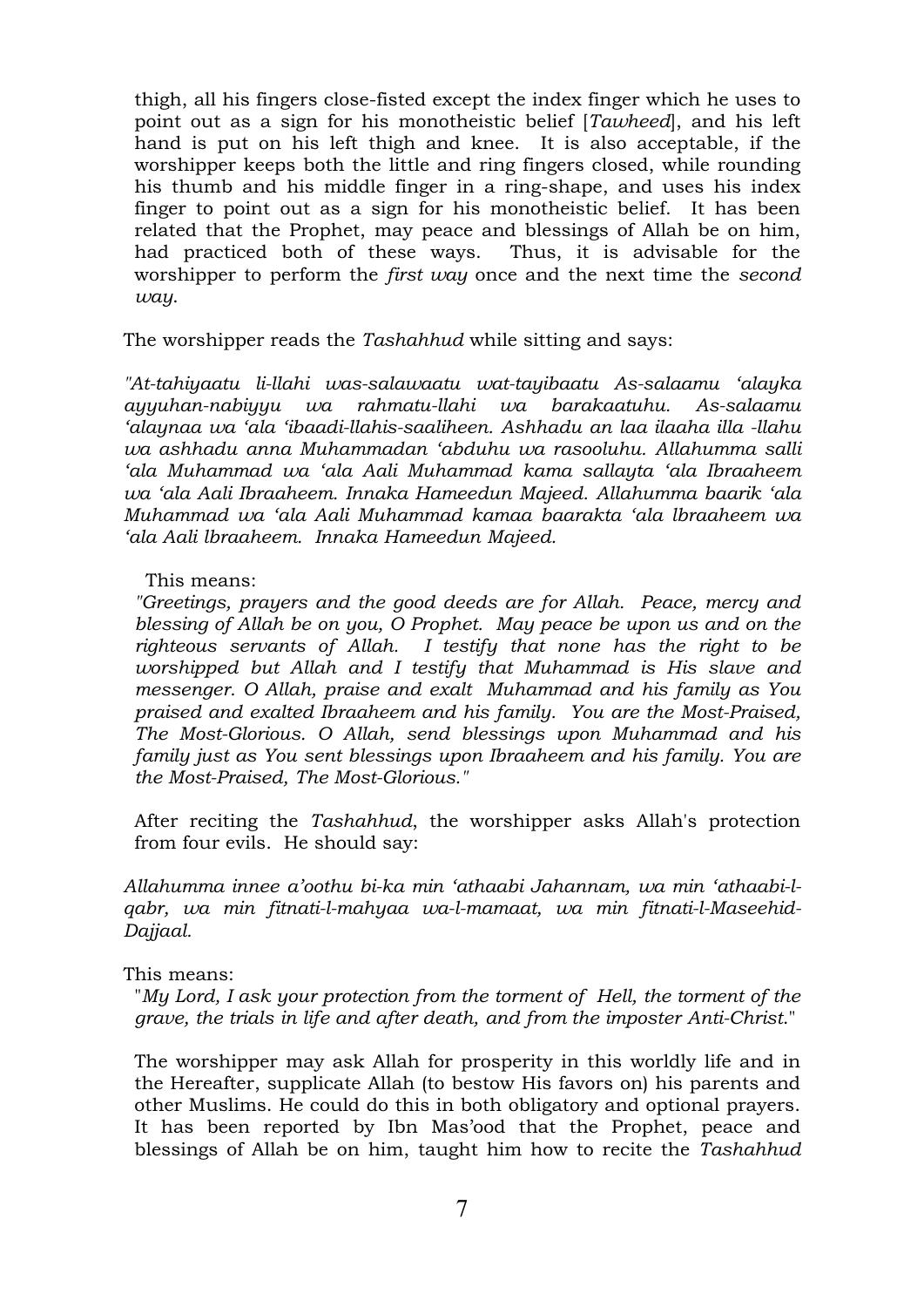thigh, all his fingers close-fisted except the index finger which he uses to point out as a sign for his monotheistic belief [*Tawheed*], and his left hand is put on his left thigh and knee. It is also acceptable, if the worshipper keeps both the little and ring fingers closed, while rounding his thumb and his middle finger in a ring-shape, and uses his index finger to point out as a sign for his monotheistic belief. It has been related that the Prophet, may peace and blessings of Allah be on him, had practiced both of these ways. Thus, it is advisable for the worshipper to perform the *first way* once and the next time the *second way*.

The worshipper reads the *Tashahhud* while sitting and says:

*"At-tahiyaatu li-llahi was-salawaatu wat-tayibaatu As-salaamu ‘alayka ayyuhan-nabiyyu wa rahmatu-llahi wa barakaatuhu. As-salaamu ‘alaynaa wa ‘ala ‘ibaadi-llahis-saaliheen. Ashhadu an laa ilaaha illa -llahu wa ashhadu anna Muhammadan ‘abduhu wa rasooluhu. Allahumma salli ‘ala Muhammad wa ‘ala Aali Muhammad kama sallayta ‘ala Ibraaheem wa ‘ala Aali Ibraaheem. Innaka Hameedun Majeed. Allahumma baarik ‘ala Muhammad wa ‘ala Aali Muhammad kamaa baarakta ‘ala lbraaheem wa ‘ala Aali lbraaheem. Innaka Hameedun Majeed.*

This means:

*"Greetings, prayers and the good deeds are for Allah. Peace, mercy and blessing of Allah be on you, O Prophet. May peace be upon us and on the righteous servants of Allah. I testify that none has the right to be worshipped but Allah and I testify that Muhammad is His slave and messenger. O Allah, praise and exalt Muhammad and his family as You praised and exalted Ibraaheem and his family. You are the Most-Praised, The Most-Glorious. O Allah, send blessings upon Muhammad and his family just as You sent blessings upon Ibraaheem and his family. You are the Most-Praised, The Most-Glorious."*

After reciting the *Tashahhud*, the worshipper asks Allah's protection from four evils. He should say:

*Allahumma innee a’oothu bi-ka min ‘athaabi Jahannam, wa min ‘athaabi-l-qabr, wa min fitnati-l-mahyaa wa-l-mamaat, wa min fitnati-l-Maseehid-Dajjaal.*

This means:

"*My Lord, I ask your protection from the torment of Hell, the torment of the grave, the trials in life and after death, and from the imposter Anti-Christ.*"

The worshipper may ask Allah for prosperity in this worldly life and in the Hereafter, supplicate Allah (to bestow His favors on) his parents and other Muslims. He could do this in both obligatory and optional prayers. It has been reported by Ibn Mas’ood that the Prophet, peace and blessings of Allah be on him, taught him how to recite the *Tashahhud*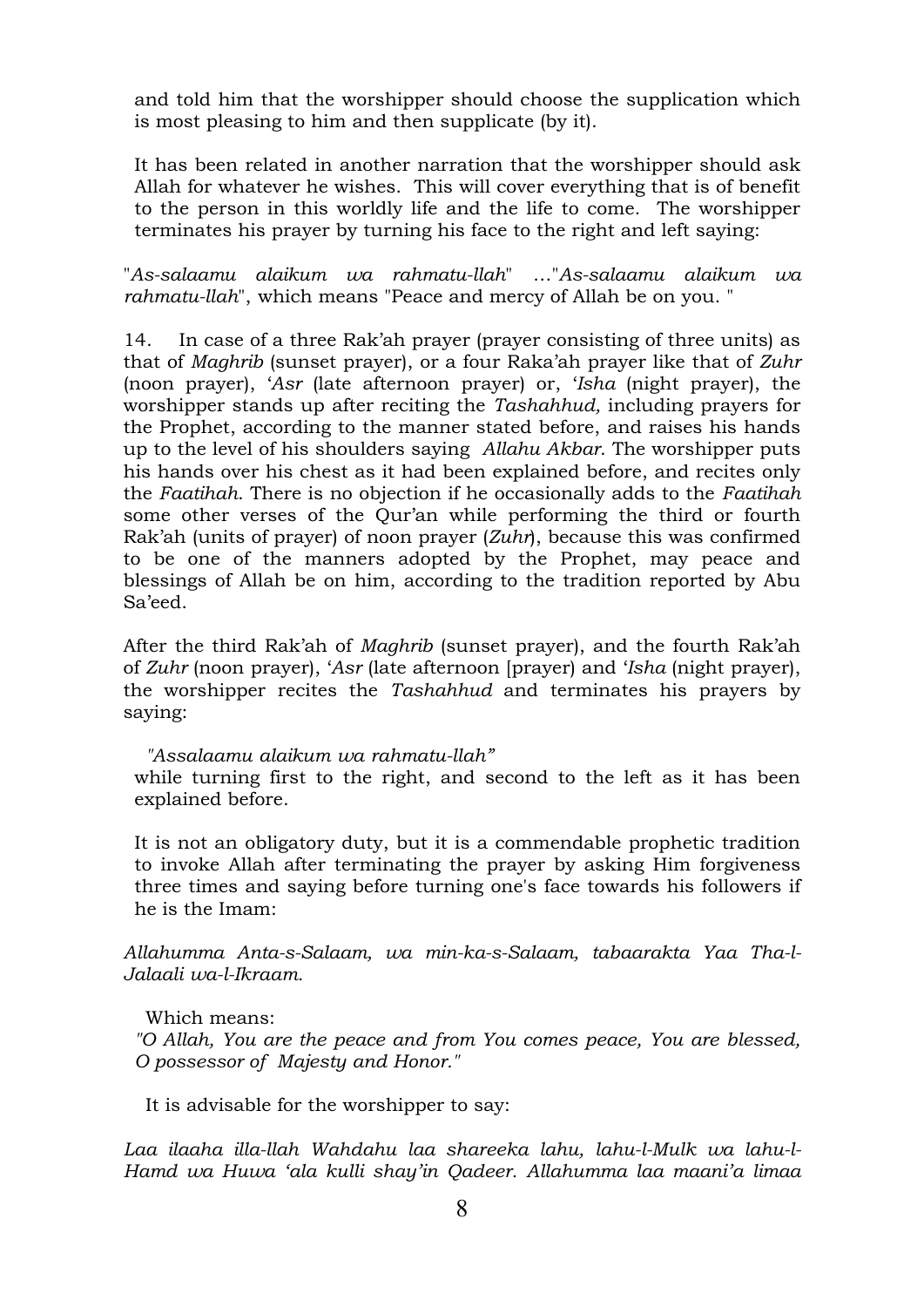and told him that the worshipper should choose the supplication which is most pleasing to him and then supplicate (by it).

It has been related in another narration that the worshipper should ask Allah for whatever he wishes. This will cover everything that is of benefit to the person in this worldly life and the life to come. The worshipper terminates his prayer by turning his face to the right and left saying:

"*As-salaamu alaikum wa rahmatu-llah*" …"*As-salaamu alaikum wa rahmatu-llah*", which means "Peace and mercy of Allah be on you. "

14. In case of a three Rak'ah prayer (prayer consisting of three units) as that of *Maghrib* (sunset prayer), or a four Raka'ah prayer like that of *Zuhr* (noon prayer), '*Asr* (late afternoon prayer) or, '*Isha* (night prayer), the worshipper stands up after reciting the *Tashahhud,* including prayers for the Prophet, according to the manner stated before, and raises his hands up to the level of his shoulders saying *Allahu Akbar*. The worshipper puts his hands over his chest as it had been explained before, and recites only the *Faatihah*. There is no objection if he occasionally adds to the *Faatihah* some other verses of the Qur'an while performing the third or fourth Rak'ah (units of prayer) of noon prayer (*Zuhr*), because this was confirmed to be one of the manners adopted by the Prophet, may peace and blessings of Allah be on him, according to the tradition reported by Abu Sa'eed.

After the third Rak'ah of *Maghrib* (sunset prayer), and the fourth Rak'ah of *Zuhr* (noon prayer), '*Asr* (late afternoon [prayer) and '*Isha* (night prayer), the worshipper recites the *Tashahhud* and terminates his prayers by saying:

*"Assalaamu alaikum wa rahmatu-llah"*
while turning first to the right, and second to the left as it has been explained before.

It is not an obligatory duty, but it is a commendable prophetic tradition to invoke Allah after terminating the prayer by asking Him forgiveness three times and saying before turning one's face towards his followers if he is the Imam:

*Allahumma Anta-s-Salaam, wa min-ka-s-Salaam, tabaarakta Yaa Tha-l-Jalaali wa-l-Ikraam.*

Which means:
*"O Allah, You are the peace and from You comes peace, You are blessed, O possessor of Majesty and Honor."*

It is advisable for the worshipper to say:

*Laa ilaaha illa-llah Wahdahu laa shareeka lahu, lahu-l-Mulk wa lahu-l-Hamd wa Huwa 'ala kulli shay'in Qadeer. Allahumma laa maani'a limaa*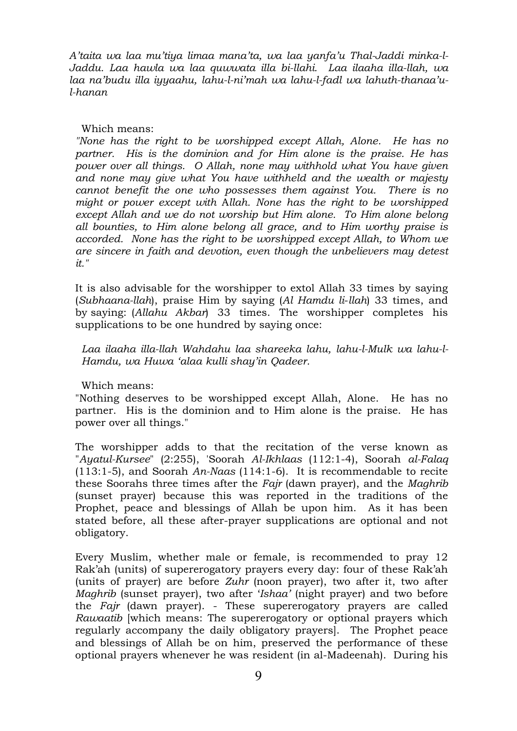*A'taita wa laa mu'tiya limaa mana'ta, wa laa yanfa'u Thal-Jaddi minka-l-Jaddu. Laa hawla wa laa quwwata illa bi-llahi. Laa ilaaha illa-llah, wa laa na'budu illa iyyaahu, lahu-l-ni'mah wa lahu-l-fadl wa lahuth-thanaa'u-l-hanan*

Which means:

*"None has the right to be worshipped except Allah, Alone. He has no partner. His is the dominion and for Him alone is the praise. He has power over all things. O Allah, none may withhold what You have given and none may give what You have withheld and the wealth or majesty cannot benefit the one who possesses them against You. There is no might or power except with Allah. None has the right to be worshipped except Allah and we do not worship but Him alone. To Him alone belong all bounties, to Him alone belong all grace, and to Him worthy praise is accorded. None has the right to be worshipped except Allah, to Whom we are sincere in faith and devotion, even though the unbelievers may detest it."*

It is also advisable for the worshipper to extol Allah 33 times by saying (*Subhaana-llah*), praise Him by saying (*Al Hamdu li-llah*) 33 times, and by saying: (*Allahu Akbar*) 33 times. The worshipper completes his supplications to be one hundred by saying once:

*Laa ilaaha illa-llah Wahdahu laa shareeka lahu, lahu-l-Mulk wa lahu-l-Hamdu, wa Huwa 'alaa kulli shay'in Qadeer.*

Which means:

"Nothing deserves to be worshipped except Allah, Alone. He has no partner. His is the dominion and to Him alone is the praise. He has power over all things."

The worshipper adds to that the recitation of the verse known as "*Ayatul-Kursee*" (2:255), 'Soorah *Al-Ikhlaas* (112:1-4), Soorah *al-Falaq* (113:1-5), and Soorah *An-Naas* (114:1-6). It is recommendable to recite these Soorahs three times after the *Fajr* (dawn prayer), and the *Maghrib* (sunset prayer) because this was reported in the traditions of the Prophet, peace and blessings of Allah be upon him. As it has been stated before, all these after-prayer supplications are optional and not obligatory.

Every Muslim, whether male or female, is recommended to pray 12 Rak'ah (units) of supererogatory prayers every day: four of these Rak'ah (units of prayer) are before *Zuhr* (noon prayer), two after it, two after *Maghrib* (sunset prayer), two after *'Ishaa'* (night prayer) and two before the *Fajr* (dawn prayer). - These supererogatory prayers are called *Rawaatib* [which means: The supererogatory or optional prayers which regularly accompany the daily obligatory prayers]. The Prophet peace and blessings of Allah be on him, preserved the performance of these optional prayers whenever he was resident (in al-Madeenah). During his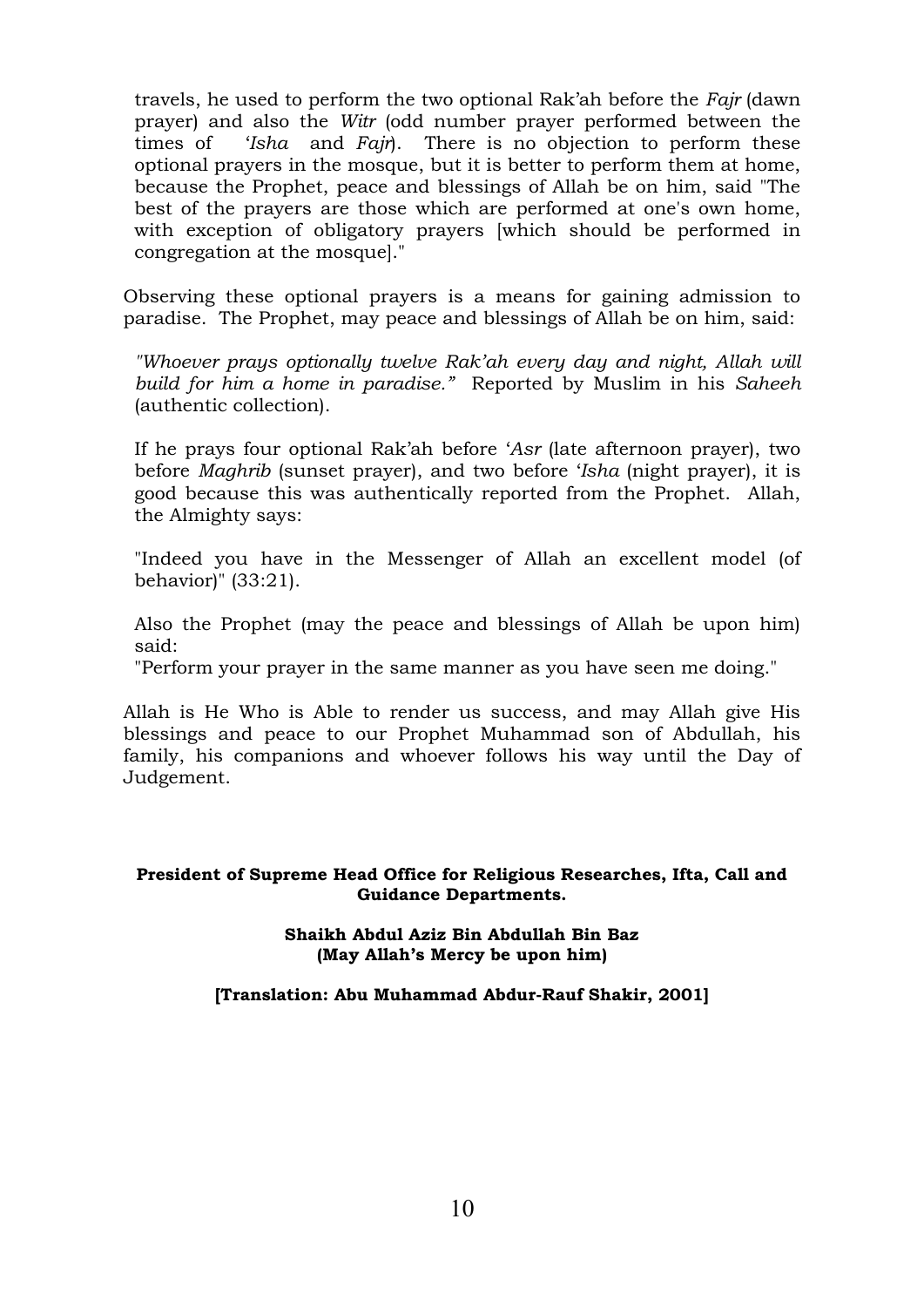travels, he used to perform the two optional Rak'ah before the *Fajr* (dawn prayer) and also the *Witr* (odd number prayer performed between the times of '*Isha* and *Fajr*). There is no objection to perform these optional prayers in the mosque, but it is better to perform them at home, because the Prophet, peace and blessings of Allah be on him, said "The best of the prayers are those which are performed at one's own home, with exception of obligatory prayers [which should be performed in congregation at the mosque]."

Observing these optional prayers is a means for gaining admission to paradise. The Prophet, may peace and blessings of Allah be on him, said:

*"Whoever prays optionally twelve Rak'ah every day and night, Allah will build for him a home in paradise."* Reported by Muslim in his *Saheeh* (authentic collection).

If he prays four optional Rak'ah before '*Asr* (late afternoon prayer), two before *Maghrib* (sunset prayer), and two before '*Isha* (night prayer), it is good because this was authentically reported from the Prophet. Allah, the Almighty says:

"Indeed you have in the Messenger of Allah an excellent model (of behavior)" (33:21).

Also the Prophet (may the peace and blessings of Allah be upon him) said:
"Perform your prayer in the same manner as you have seen me doing."

Allah is He Who is Able to render us success, and may Allah give His blessings and peace to our Prophet Muhammad son of Abdullah, his family, his companions and whoever follows his way until the Day of Judgement.

**President of Supreme Head Office for Religious Researches, Ifta, Call and Guidance Departments.**

**Shaikh Abdul Aziz Bin Abdullah Bin Baz**
**(May Allah's Mercy be upon him)**

**[Translation: Abu Muhammad Abdur-Rauf Shakir, 2001]**